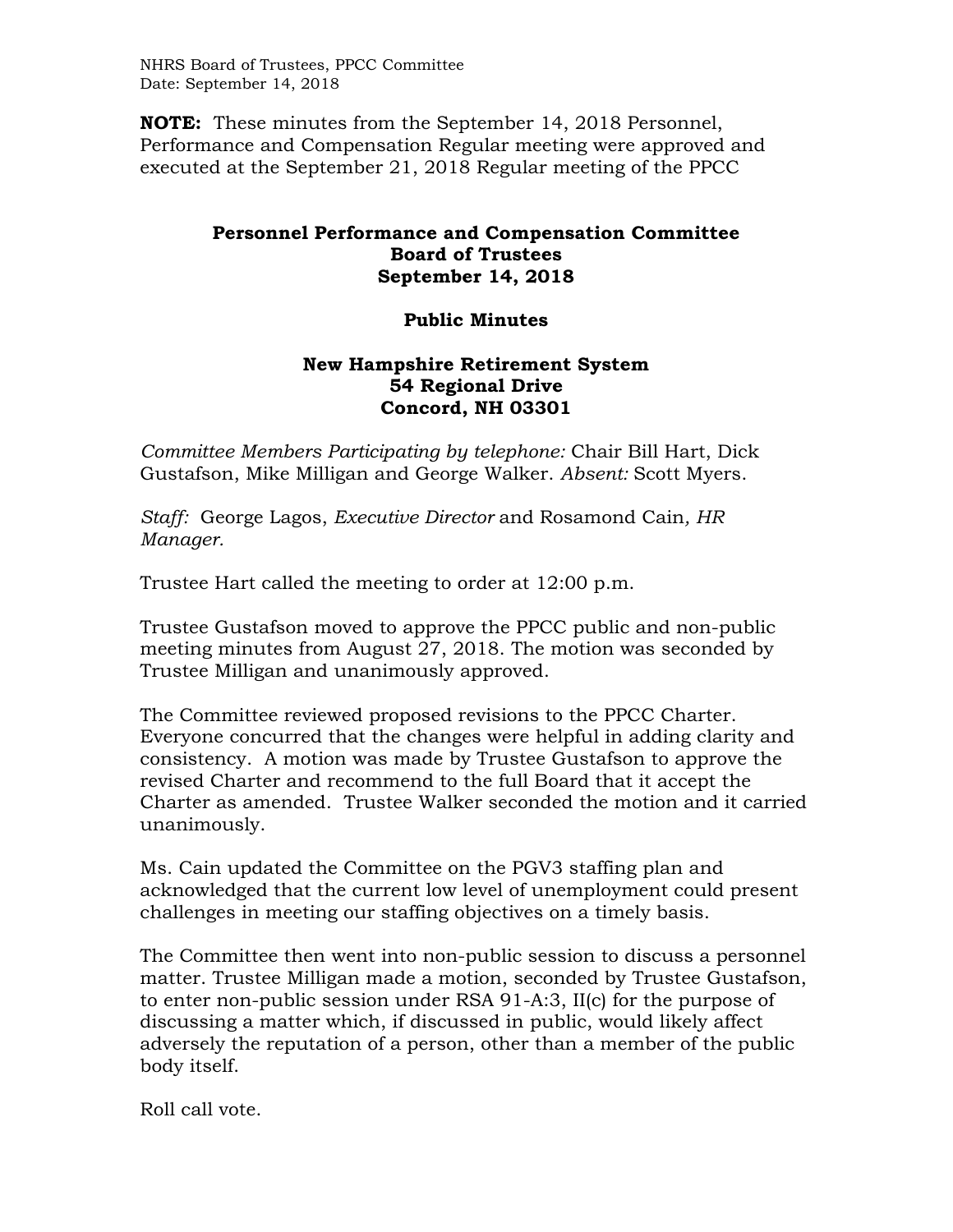**NOTE:** These minutes from the September 14, 2018 Personnel, Performance and Compensation Regular meeting were approved and executed at the September 21, 2018 Regular meeting of the PPCC

# Personnel Performance and Compensation Committee
## Board of Trustees
## September 14, 2018

## Public Minutes

## New Hampshire Retirement System
## 54 Regional Drive
## Concord, NH 03301

*Committee Members Participating by telephone:* Chair Bill Hart, Dick Gustafson, Mike Milligan and George Walker. *Absent:* Scott Myers.

*Staff:* George Lagos, *Executive Director* and Rosamond Cain*, HR Manager.*

Trustee Hart called the meeting to order at 12:00 p.m.

Trustee Gustafson moved to approve the PPCC public and non-public meeting minutes from August 27, 2018. The motion was seconded by Trustee Milligan and unanimously approved.

The Committee reviewed proposed revisions to the PPCC Charter. Everyone concurred that the changes were helpful in adding clarity and consistency. A motion was made by Trustee Gustafson to approve the revised Charter and recommend to the full Board that it accept the Charter as amended. Trustee Walker seconded the motion and it carried unanimously.

Ms. Cain updated the Committee on the PGV3 staffing plan and acknowledged that the current low level of unemployment could present challenges in meeting our staffing objectives on a timely basis.

The Committee then went into non-public session to discuss a personnel matter. Trustee Milligan made a motion, seconded by Trustee Gustafson, to enter non-public session under RSA 91-A:3, II(c) for the purpose of discussing a matter which, if discussed in public, would likely affect adversely the reputation of a person, other than a member of the public body itself.

Roll call vote.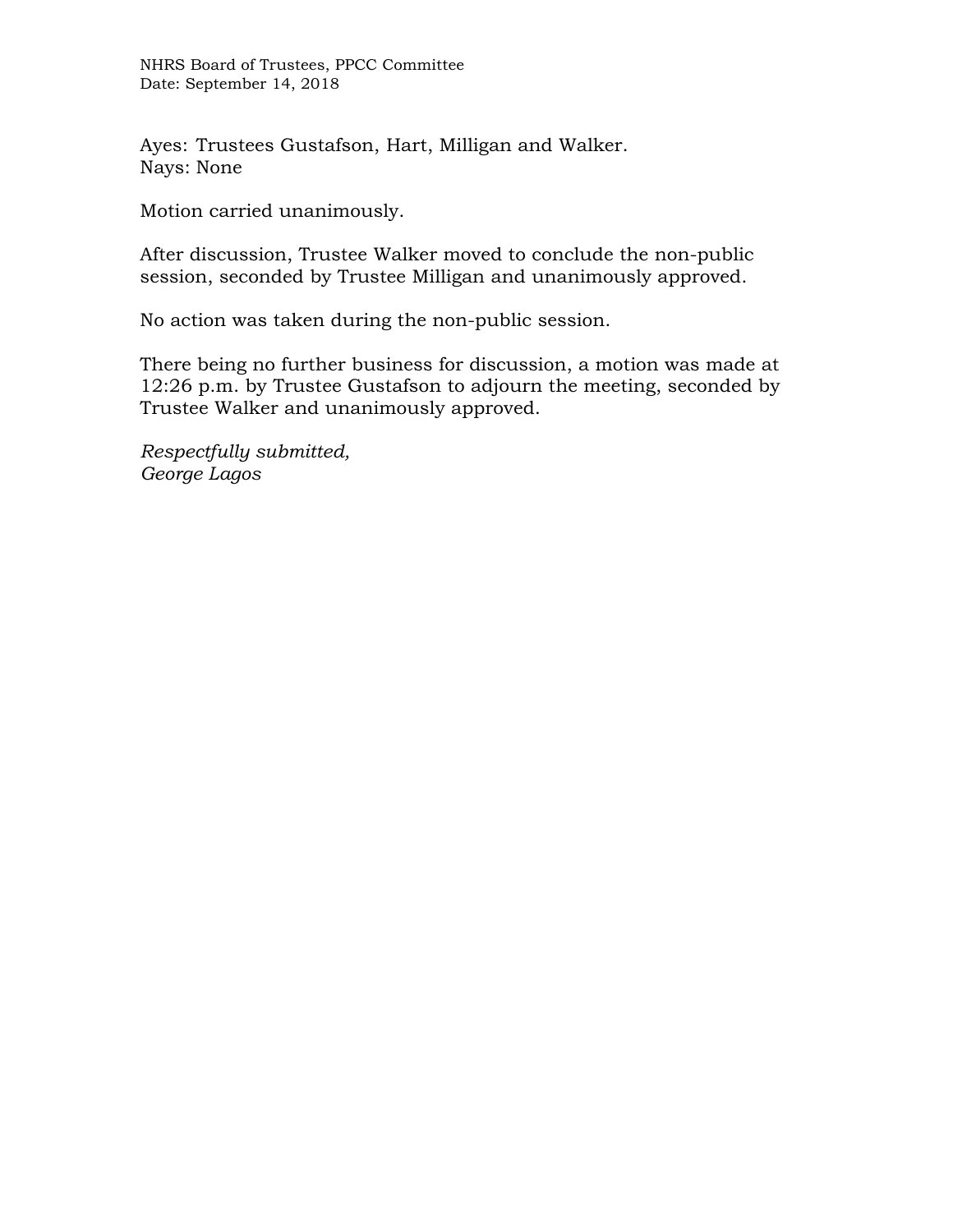Ayes: Trustees Gustafson, Hart, Milligan and Walker.
Nays: None

Motion carried unanimously.

After discussion, Trustee Walker moved to conclude the non-public session, seconded by Trustee Milligan and unanimously approved.

No action was taken during the non-public session.

There being no further business for discussion, a motion was made at 12:26 p.m. by Trustee Gustafson to adjourn the meeting, seconded by Trustee Walker and unanimously approved.

*Respectfully submitted,*
*George Lagos*